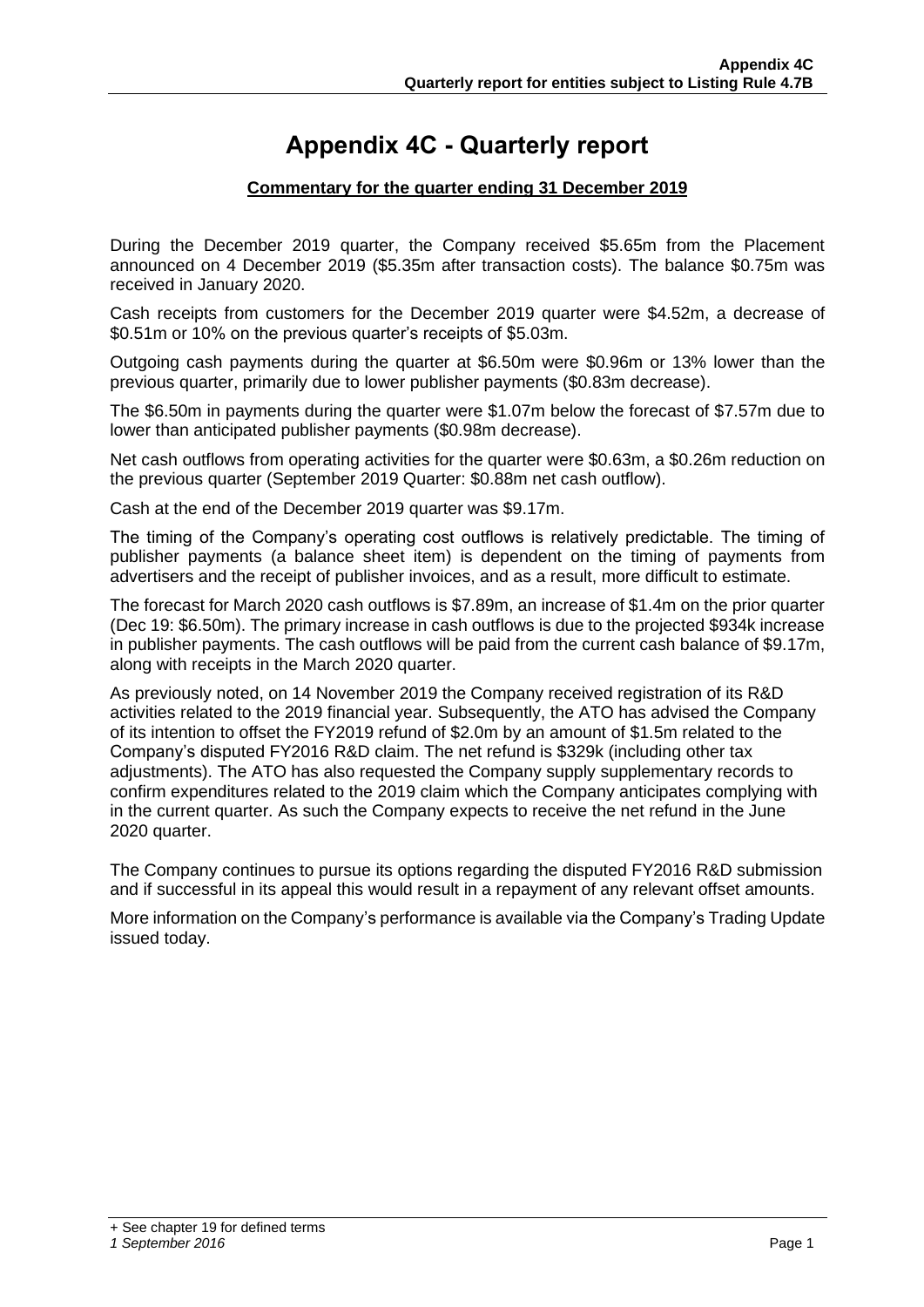# Appendix 4C - Quarterly report

**Commentary for the quarter ending 31 December 2019**

During the December 2019 quarter, the Company received $5.65m from the Placement announced on 4 December 2019 ($5.35m after transaction costs). The balance $0.75m was received in January 2020.

Cash receipts from customers for the December 2019 quarter were $4.52m, a decrease of $0.51m or 10% on the previous quarter's receipts of $5.03m.

Outgoing cash payments during the quarter at $6.50m were $0.96m or 13% lower than the previous quarter, primarily due to lower publisher payments ($0.83m decrease).

The $6.50m in payments during the quarter were $1.07m below the forecast of $7.57m due to lower than anticipated publisher payments ($0.98m decrease).

Net cash outflows from operating activities for the quarter were $0.63m, a $0.26m reduction on the previous quarter (September 2019 Quarter: $0.88m net cash outflow).

Cash at the end of the December 2019 quarter was $9.17m.

The timing of the Company's operating cost outflows is relatively predictable. The timing of publisher payments (a balance sheet item) is dependent on the timing of payments from advertisers and the receipt of publisher invoices, and as a result, more difficult to estimate.

The forecast for March 2020 cash outflows is $7.89m, an increase of $1.4m on the prior quarter (Dec 19: $6.50m). The primary increase in cash outflows is due to the projected $934k increase in publisher payments. The cash outflows will be paid from the current cash balance of $9.17m, along with receipts in the March 2020 quarter.

As previously noted, on 14 November 2019 the Company received registration of its R&D activities related to the 2019 financial year. Subsequently, the ATO has advised the Company of its intention to offset the FY2019 refund of $2.0m by an amount of $1.5m related to the Company's disputed FY2016 R&D claim. The net refund is $329k (including other tax adjustments). The ATO has also requested the Company supply supplementary records to confirm expenditures related to the 2019 claim which the Company anticipates complying with in the current quarter. As such the Company expects to receive the net refund in the June 2020 quarter.

The Company continues to pursue its options regarding the disputed FY2016 R&D submission and if successful in its appeal this would result in a repayment of any relevant offset amounts.

More information on the Company's performance is available via the Company's Trading Update issued today.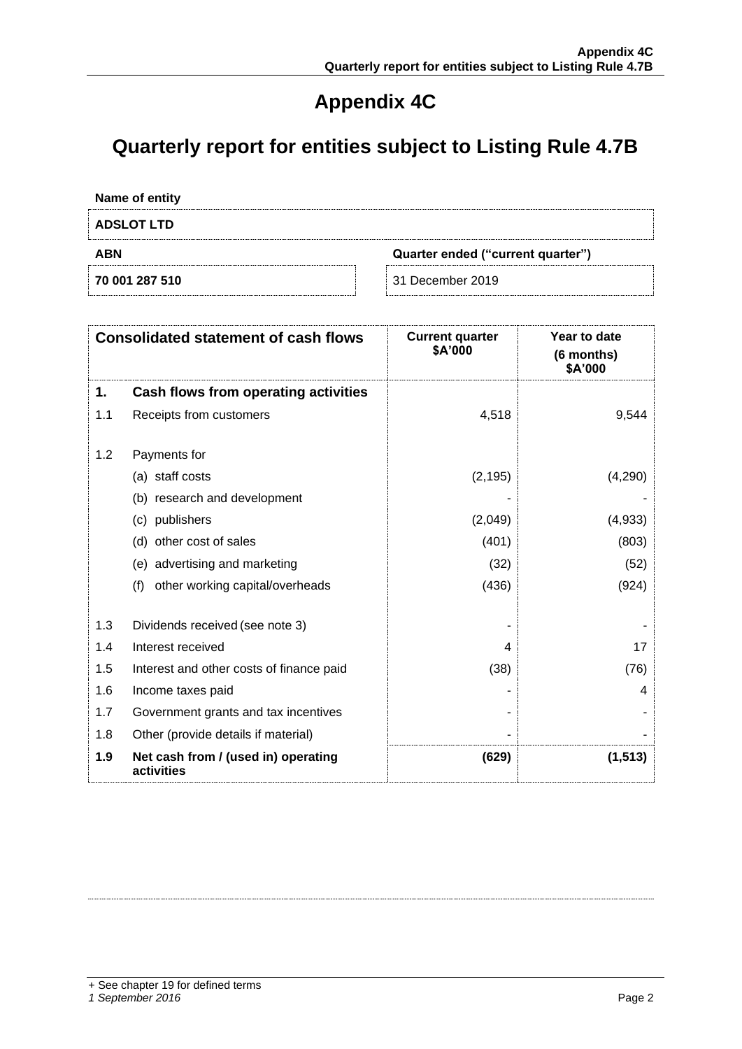# Appendix 4C

# Quarterly report for entities subject to Listing Rule 4.7B

**Name of entity**

**ADSLOT LTD**

| ABN | Quarter ended ("current quarter") |
|---|---|
| 70 001 287 510 | 31 December 2019 |

| | Consolidated statement of cash flows | Current quarter $A'000 | Year to date (6 months) $A'000 |
|---|---|---|---|
| **1.** | **Cash flows from operating activities** | | |
| 1.1 | Receipts from customers | 4,518 | 9,544 |
| 1.2 | Payments for | | |
| | (a) staff costs | (2,195) | (4,290) |
| | (b) research and development | - | - |
| | (c) publishers | (2,049) | (4,933) |
| | (d) other cost of sales | (401) | (803) |
| | (e) advertising and marketing | (32) | (52) |
| | (f) other working capital/overheads | (436) | (924) |
| 1.3 | Dividends received (see note 3) | - | - |
| 1.4 | Interest received | 4 | 17 |
| 1.5 | Interest and other costs of finance paid | (38) | (76) |
| 1.6 | Income taxes paid | - | 4 |
| 1.7 | Government grants and tax incentives | - | - |
| 1.8 | Other (provide details if material) | - | - |
| **1.9** | **Net cash from / (used in) operating activities** | **(629)** | **(1,513)** |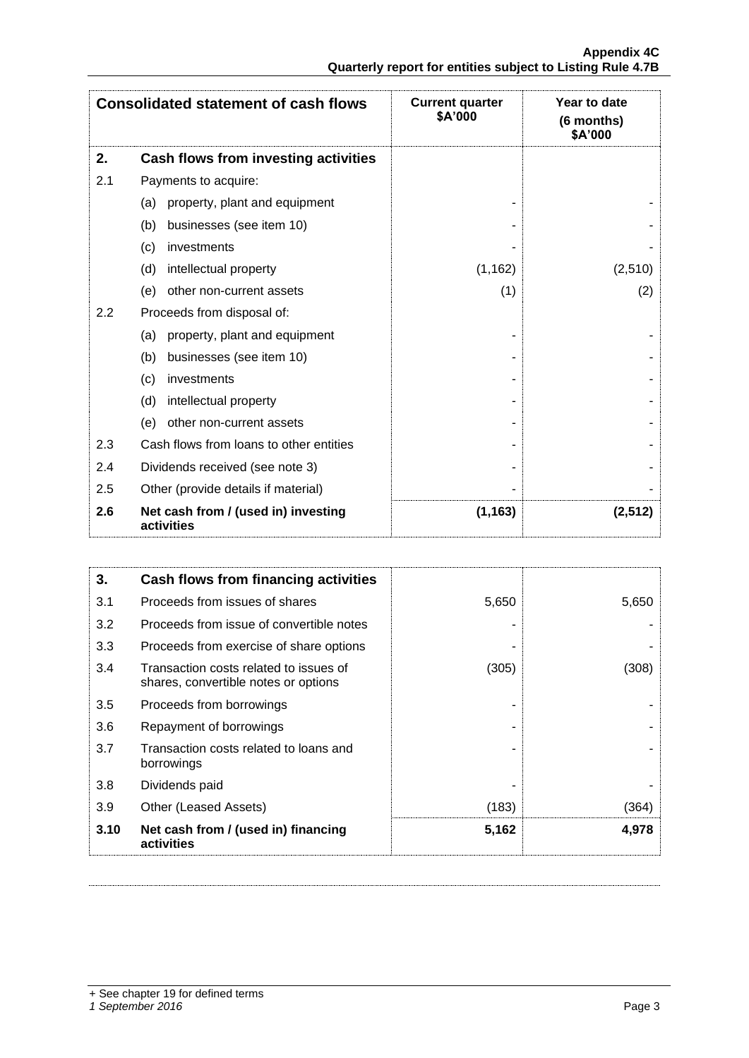| Consolidated statement of cash flows | | Current quarter $A'000 | Year to date (6 months) $A'000 |
|---|---|---|---|
| **2.** | **Cash flows from investing activities** | | |
| 2.1 | Payments to acquire: | | |
| | (a) property, plant and equipment | - | - |
| | (b) businesses (see item 10) | - | - |
| | (c) investments | - | - |
| | (d) intellectual property | (1,162) | (2,510) |
| | (e) other non-current assets | (1) | (2) |
| 2.2 | Proceeds from disposal of: | | |
| | (a) property, plant and equipment | - | - |
| | (b) businesses (see item 10) | - | - |
| | (c) investments | - | - |
| | (d) intellectual property | - | - |
| | (e) other non-current assets | - | - |
| 2.3 | Cash flows from loans to other entities | - | - |
| 2.4 | Dividends received (see note 3) | - | - |
| 2.5 | Other (provide details if material) | - | - |
| **2.6** | **Net cash from / (used in) investing activities** | **(1,163)** | **(2,512)** |

| **3.** | **Cash flows from financing activities** | | |
|---|---|---|---|
| 3.1 | Proceeds from issues of shares | 5,650 | 5,650 |
| 3.2 | Proceeds from issue of convertible notes | - | - |
| 3.3 | Proceeds from exercise of share options | - | - |
| 3.4 | Transaction costs related to issues of shares, convertible notes or options | (305) | (308) |
| 3.5 | Proceeds from borrowings | - | - |
| 3.6 | Repayment of borrowings | - | - |
| 3.7 | Transaction costs related to loans and borrowings | - | - |
| 3.8 | Dividends paid | - | - |
| 3.9 | Other (Leased Assets) | (183) | (364) |
| **3.10** | **Net cash from / (used in) financing activities** | **5,162** | **4,978** |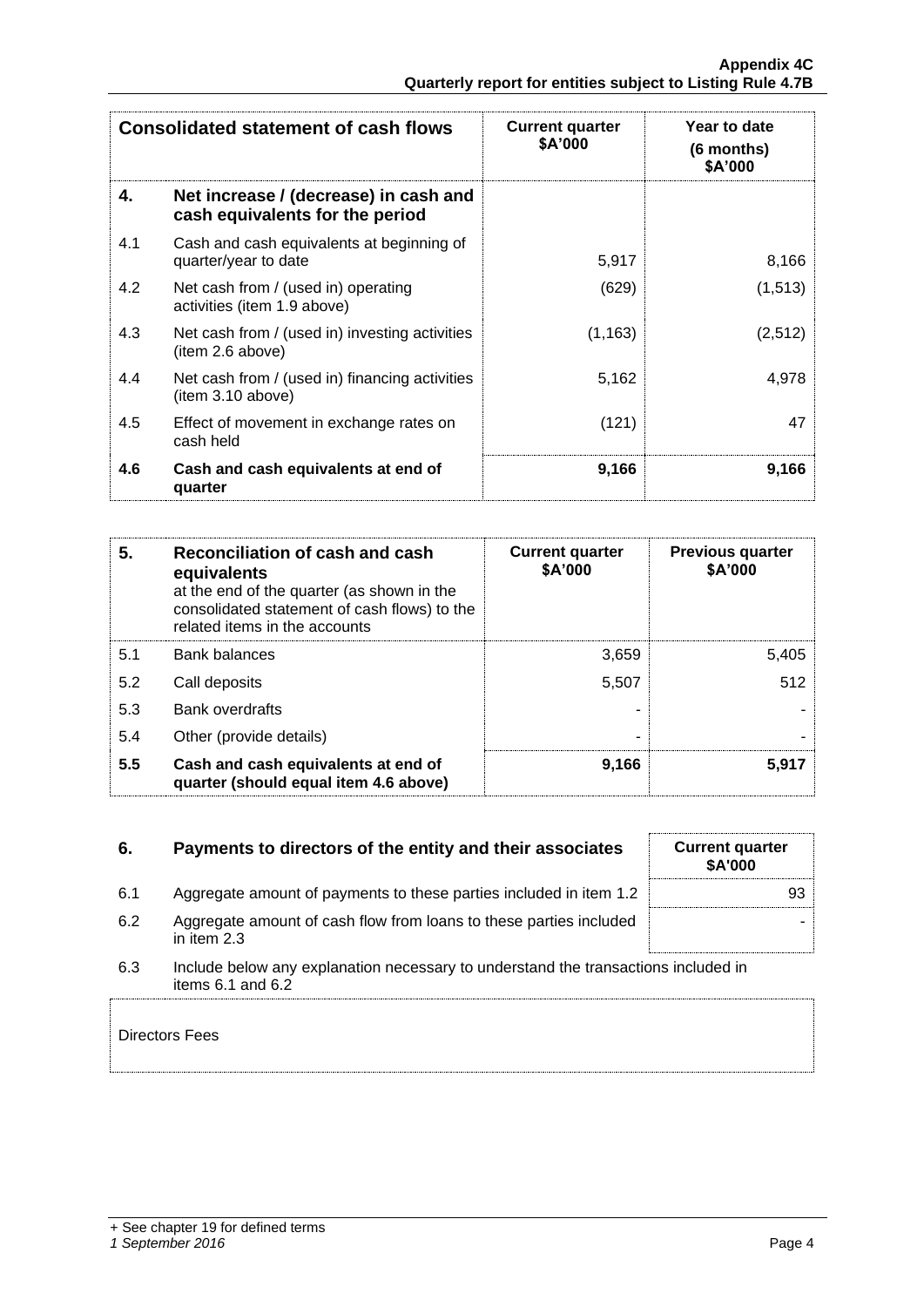| | Consolidated statement of cash flows | Current quarter $A'000 | Year to date (6 months) $A'000 |
|---|---|---|---|
| **4.** | **Net increase / (decrease) in cash and cash equivalents for the period** | | |
| 4.1 | Cash and cash equivalents at beginning of quarter/year to date | 5,917 | 8,166 |
| 4.2 | Net cash from / (used in) operating activities (item 1.9 above) | (629) | (1,513) |
| 4.3 | Net cash from / (used in) investing activities (item 2.6 above) | (1,163) | (2,512) |
| 4.4 | Net cash from / (used in) financing activities (item 3.10 above) | 5,162 | 4,978 |
| 4.5 | Effect of movement in exchange rates on cash held | (121) | 47 |
| **4.6** | **Cash and cash equivalents at end of quarter** | **9,166** | **9,166** |

| **5.** | **Reconciliation of cash and cash equivalents** at the end of the quarter (as shown in the consolidated statement of cash flows) to the related items in the accounts | Current quarter $A'000 | Previous quarter $A'000 |
|---|---|---|---|
| 5.1 | Bank balances | 3,659 | 5,405 |
| 5.2 | Call deposits | 5,507 | 512 |
| 5.3 | Bank overdrafts | - | - |
| 5.4 | Other (provide details) | - | - |
| **5.5** | **Cash and cash equivalents at end of quarter (should equal item 4.6 above)** | **9,166** | **5,917** |

| **6.** | **Payments to directors of the entity and their associates** | Current quarter $A'000 |
|---|---|---|
| 6.1 | Aggregate amount of payments to these parties included in item 1.2 | 93 |
| 6.2 | Aggregate amount of cash flow from loans to these parties included in item 2.3 | - |

6.3 Include below any explanation necessary to understand the transactions included in items 6.1 and 6.2

Directors Fees

+ See chapter 19 for defined terms

*1 September 2016*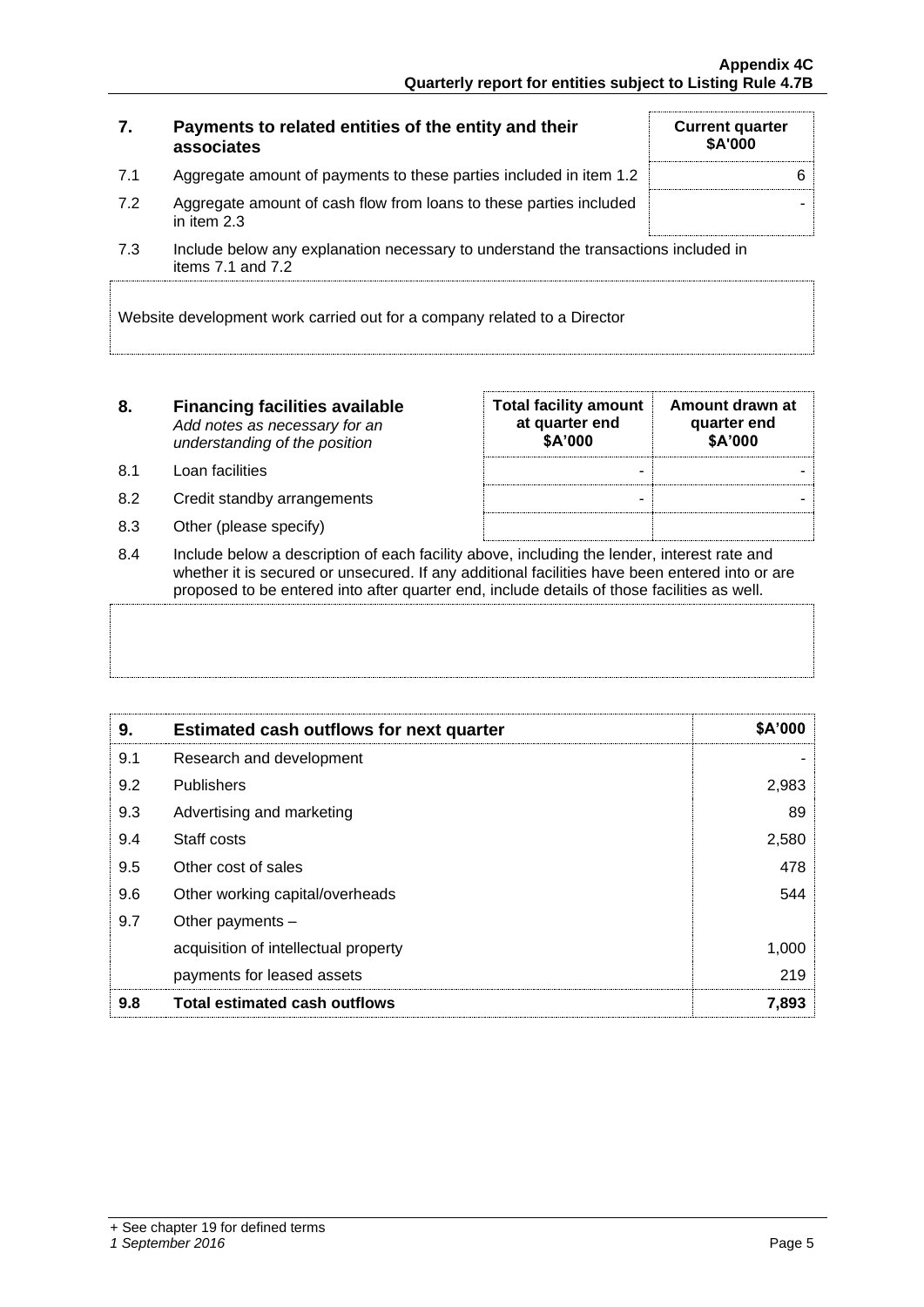| 7. | Payments to related entities of the entity and their associates | Current quarter $A'000 |
|---|---|---|
| 7.1 | Aggregate amount of payments to these parties included in item 1.2 | 6 |
| 7.2 | Aggregate amount of cash flow from loans to these parties included in item 2.3 | - |

7.3 Include below any explanation necessary to understand the transactions included in items 7.1 and 7.2

Website development work carried out for a company related to a Director

| 8. | **Financing facilities available** *Add notes as necessary for an understanding of the position* | Total facility amount at quarter end $A'000 | Amount drawn at quarter end $A'000 |
|---|---|---|---|
| 8.1 | Loan facilities | - | - |
| 8.2 | Credit standby arrangements | - | - |
| 8.3 | Other (please specify) | | |

8.4 Include below a description of each facility above, including the lender, interest rate and whether it is secured or unsecured. If any additional facilities have been entered into or are proposed to be entered into after quarter end, include details of those facilities as well.

| 9. | **Estimated cash outflows for next quarter** | **$A'000** |
|---|---|---|
| 9.1 | Research and development | - |
| 9.2 | Publishers | 2,983 |
| 9.3 | Advertising and marketing | 89 |
| 9.4 | Staff costs | 2,580 |
| 9.5 | Other cost of sales | 478 |
| 9.6 | Other working capital/overheads | 544 |
| 9.7 | Other payments – | |
| | acquisition of intellectual property | 1,000 |
| | payments for leased assets | 219 |
| **9.8** | **Total estimated cash outflows** | **7,893** |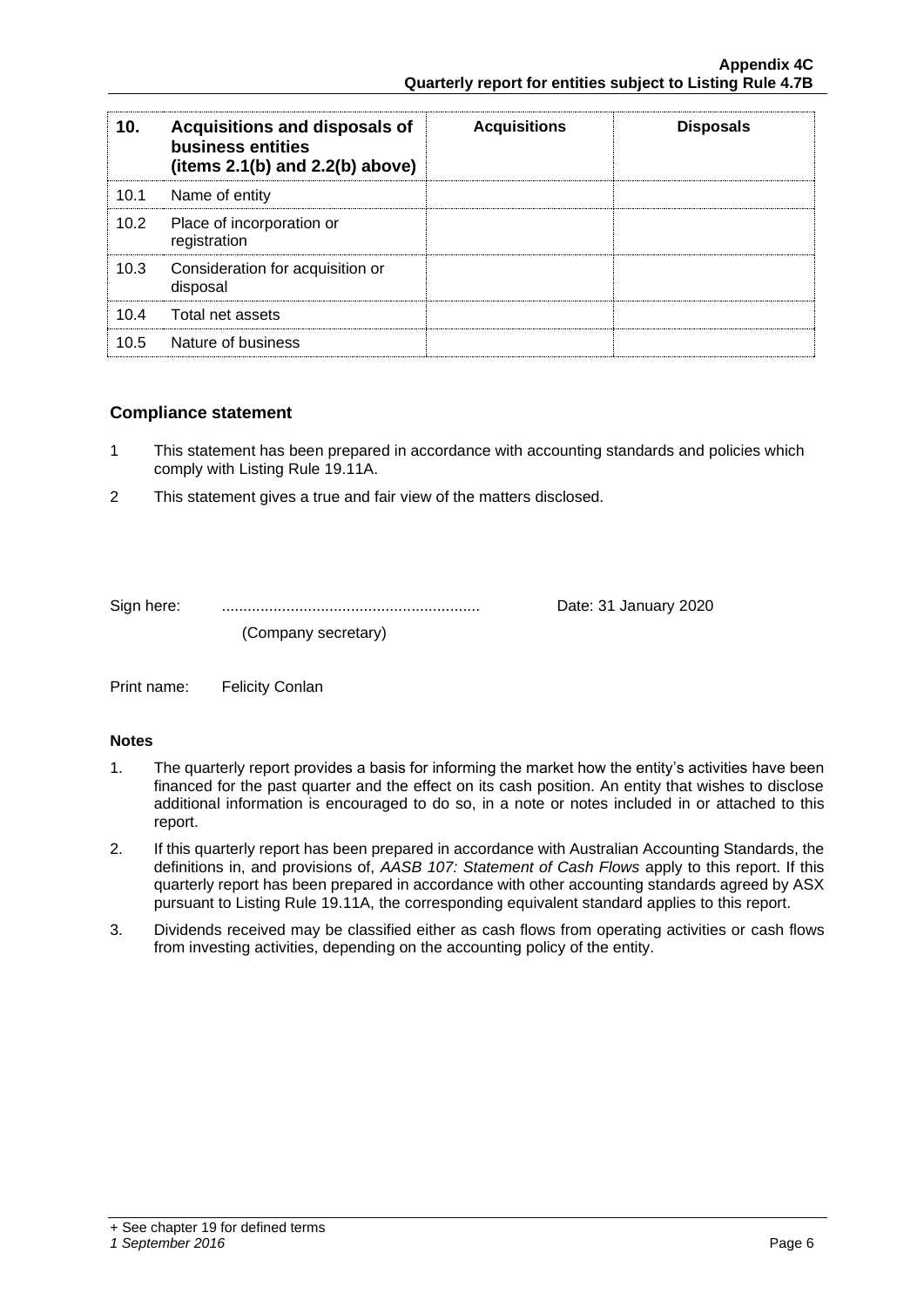| 10. | Acquisitions and disposals of business entities (items 2.1(b) and 2.2(b) above) | Acquisitions | Disposals |
|---|---|---|---|
| 10.1 | Name of entity | | |
| 10.2 | Place of incorporation or registration | | |
| 10.3 | Consideration for acquisition or disposal | | |
| 10.4 | Total net assets | | |
| 10.5 | Nature of business | | |

## Compliance statement

1. This statement has been prepared in accordance with accounting standards and policies which comply with Listing Rule 19.11A.
2. This statement gives a true and fair view of the matters disclosed.

Sign here: ............................................................ Date: 31 January 2020

(Company secretary)

Print name: Felicity Conlan

### Notes

1. The quarterly report provides a basis for informing the market how the entity's activities have been financed for the past quarter and the effect on its cash position. An entity that wishes to disclose additional information is encouraged to do so, in a note or notes included in or attached to this report.
2. If this quarterly report has been prepared in accordance with Australian Accounting Standards, the definitions in, and provisions of, *AASB 107: Statement of Cash Flows* apply to this report. If this quarterly report has been prepared in accordance with other accounting standards agreed by ASX pursuant to Listing Rule 19.11A, the corresponding equivalent standard applies to this report.
3. Dividends received may be classified either as cash flows from operating activities or cash flows from investing activities, depending on the accounting policy of the entity.